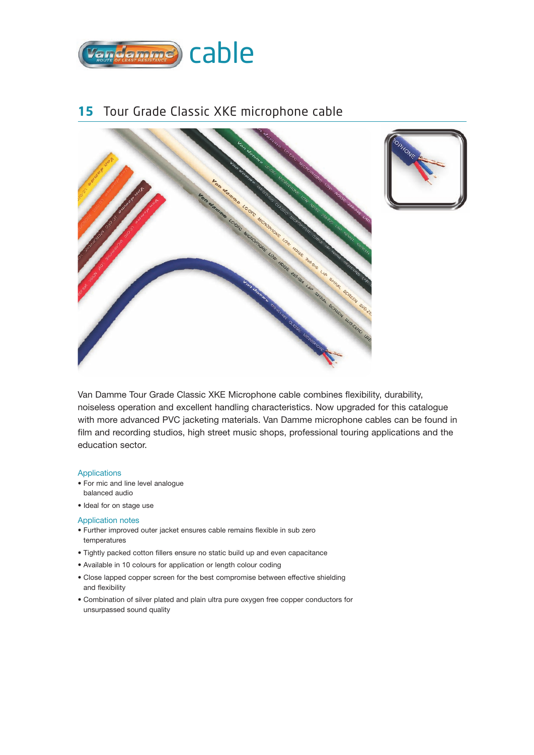# Vandamme cable

## 15 Tour Grade Classic XKE microphone cable

Van Damme Tour Grade Classic XKE Microphone cable combines flexibility, durability, noiseless operation and excellent handling characteristics. Now upgraded for this catalogue with more advanced PVC jacketing materials. Van Damme microphone cables can be found in film and recording studios, high street music shops, professional touring applications and the education sector.

### Applications

- For mic and line level analogue balanced audio
- Ideal for on stage use

### Application notes

- Further improved outer jacket ensures cable remains flexible in sub zero temperatures
- Tightly packed cotton fillers ensure no static build up and even capacitance
- Available in 10 colours for application or length colour coding
- Close lapped copper screen for the best compromise between effective shielding and flexibility
- Combination of silver plated and plain ultra pure oxygen free copper conductors for unsurpassed sound quality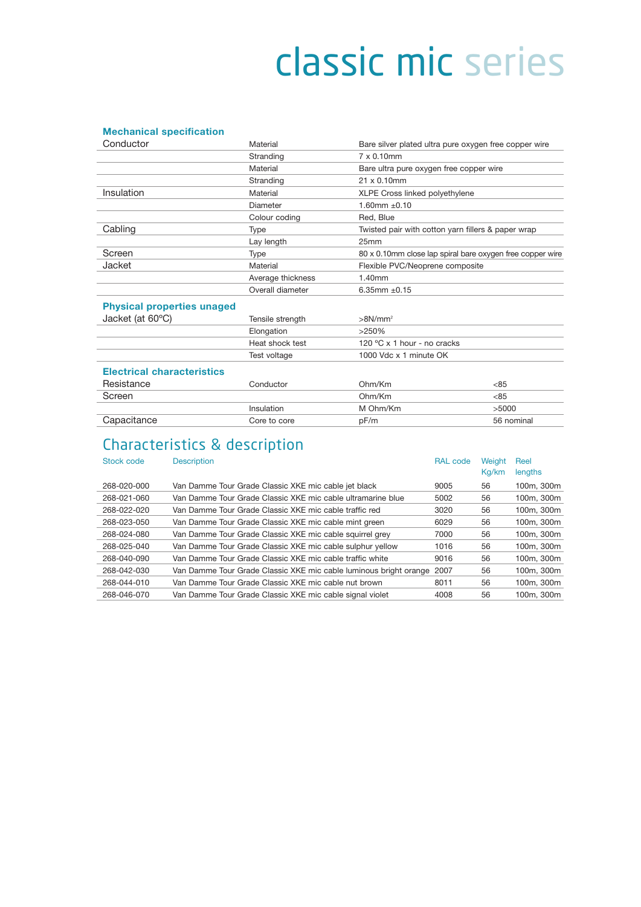# classic mic series

## Mechanical specification

| | | |
|---|---|---|
| Conductor | Material | Bare silver plated ultra pure oxygen free copper wire |
| | Stranding | 7 x 0.10mm |
| | Material | Bare ultra pure oxygen free copper wire |
| | Stranding | 21 x 0.10mm |
| Insulation | Material | XLPE Cross linked polyethylene |
| | Diameter | 1.60mm ±0.10 |
| | Colour coding | Red, Blue |
| Cabling | Type | Twisted pair with cotton yarn fillers & paper wrap |
| | Lay length | 25mm |
| Screen | Type | 80 x 0.10mm close lap spiral bare oxygen free copper wire |
| Jacket | Material | Flexible PVC/Neoprene composite |
| | Average thickness | 1.40mm |
| | Overall diameter | 6.35mm ±0.15 |

## Physical properties unaged

| | | |
|---|---|---|
| Jacket (at 60°C) | Tensile strength | >8N/mm² |
| | Elongation | >250% |
| | Heat shock test | 120 °C x 1 hour - no cracks |
| | Test voltage | 1000 Vdc x 1 minute OK |

## Electrical characteristics

| | | | |
|---|---|---|---|
| Resistance | Conductor | Ohm/Km | <85 |
| Screen | | Ohm/Km | <85 |
| | Insulation | M Ohm/Km | >5000 |
| Capacitance | Core to core | pF/m | 56 nominal |

## Characteristics & description

| Stock code | Description | RAL code | Weight Kg/km | Reel lengths |
|---|---|---|---|---|
| 268-020-000 | Van Damme Tour Grade Classic XKE mic cable jet black | 9005 | 56 | 100m, 300m |
| 268-021-060 | Van Damme Tour Grade Classic XKE mic cable ultramarine blue | 5002 | 56 | 100m, 300m |
| 268-022-020 | Van Damme Tour Grade Classic XKE mic cable traffic red | 3020 | 56 | 100m, 300m |
| 268-023-050 | Van Damme Tour Grade Classic XKE mic cable mint green | 6029 | 56 | 100m, 300m |
| 268-024-080 | Van Damme Tour Grade Classic XKE mic cable squirrel grey | 7000 | 56 | 100m, 300m |
| 268-025-040 | Van Damme Tour Grade Classic XKE mic cable sulphur yellow | 1016 | 56 | 100m, 300m |
| 268-040-090 | Van Damme Tour Grade Classic XKE mic cable traffic white | 9016 | 56 | 100m, 300m |
| 268-042-030 | Van Damme Tour Grade Classic XKE mic cable luminous bright orange | 2007 | 56 | 100m, 300m |
| 268-044-010 | Van Damme Tour Grade Classic XKE mic cable nut brown | 8011 | 56 | 100m, 300m |
| 268-046-070 | Van Damme Tour Grade Classic XKE mic cable signal violet | 4008 | 56 | 100m, 300m |